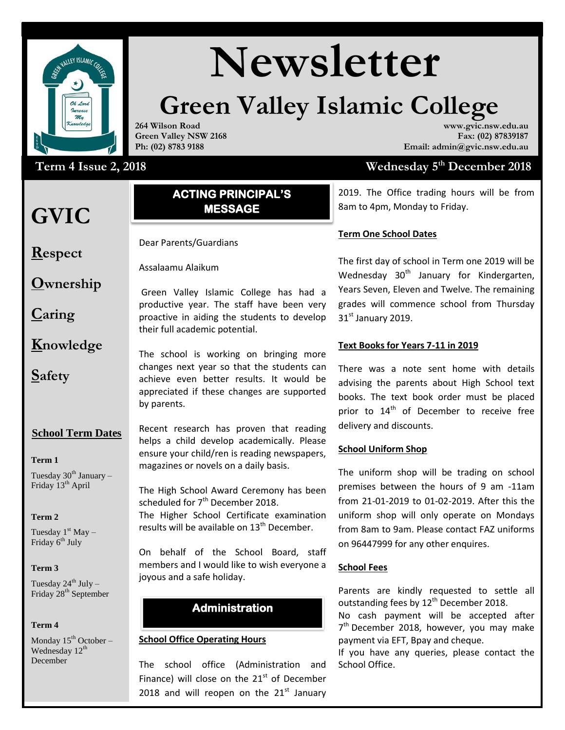# Newsletter

# Green Valley Islamic College

**264 Wilson Road**
**Green Valley NSW 2168**
**Ph: (02) 8783 9188**

**www.gvic.nsw.edu.au**
**Fax: (02) 87839187**
**Email: admin@gvic.nsw.edu.au**

**Term 4 Issue 2, 2018** — **Wednesday 5th December 2018**

## GVIC

**R**espect

**O**wnership

**C**aring

**K**nowledge

**S**afety

### School Term Dates

**Term 1**

Tuesday 30th January – Friday 13th April

**Term 2**

Tuesday 1st May – Friday 6th July

**Term 3**

Tuesday 24th July – Friday 28th September

**Term 4**

Monday 15th October – Wednesday 12th December

## ACTING PRINCIPAL'S MESSAGE

Dear Parents/Guardians

Assalaamu Alaikum

Green Valley Islamic College has had a productive year. The staff have been very proactive in aiding the students to develop their full academic potential.

The school is working on bringing more changes next year so that the students can achieve even better results. It would be appreciated if these changes are supported by parents.

Recent research has proven that reading helps a child develop academically. Please ensure your child/ren is reading newspapers, magazines or novels on a daily basis.

The High School Award Ceremony has been scheduled for 7th December 2018.
The Higher School Certificate examination results will be available on 13th December.

On behalf of the School Board, staff members and I would like to wish everyone a joyous and a safe holiday.

## Administration

**School Office Operating Hours**

The school office (Administration and Finance) will close on the 21st of December 2018 and will reopen on the 21st January 2019. The Office trading hours will be from 8am to 4pm, Monday to Friday.

**Term One School Dates**

The first day of school in Term one 2019 will be Wednesday 30th January for Kindergarten, Years Seven, Eleven and Twelve. The remaining grades will commence school from Thursday 31st January 2019.

**Text Books for Years 7-11 in 2019**

There was a note sent home with details advising the parents about High School text books. The text book order must be placed prior to 14th of December to receive free delivery and discounts.

**School Uniform Shop**

The uniform shop will be trading on school premises between the hours of 9 am -11am from 21-01-2019 to 01-02-2019. After this the uniform shop will only operate on Mondays from 8am to 9am. Please contact FAZ uniforms on 96447999 for any other enquires.

**School Fees**

Parents are kindly requested to settle all outstanding fees by 12th December 2018.
No cash payment will be accepted after 7th December 2018, however, you may make payment via EFT, Bpay and cheque.
If you have any queries, please contact the School Office.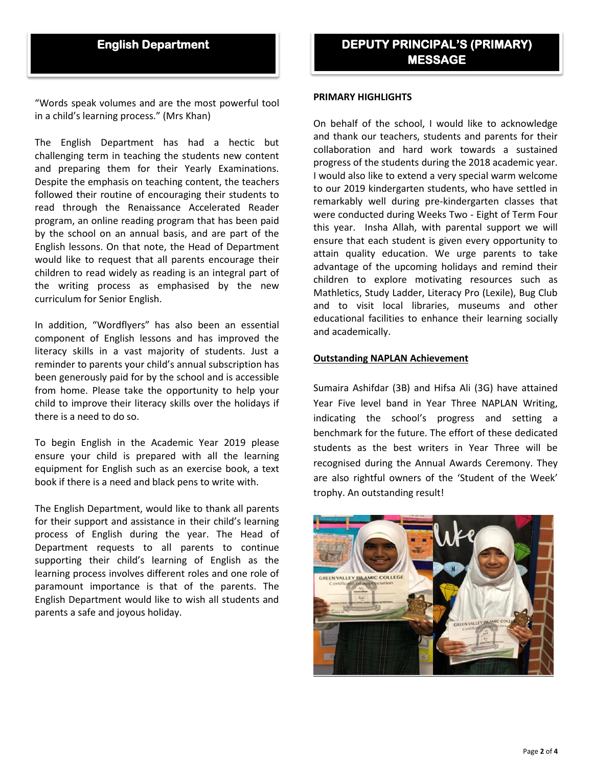## English Department

"Words speak volumes and are the most powerful tool in a child's learning process." (Mrs Khan)

The English Department has had a hectic but challenging term in teaching the students new content and preparing them for their Yearly Examinations. Despite the emphasis on teaching content, the teachers followed their routine of encouraging their students to read through the Renaissance Accelerated Reader program, an online reading program that has been paid by the school on an annual basis, and are part of the English lessons. On that note, the Head of Department would like to request that all parents encourage their children to read widely as reading is an integral part of the writing process as emphasised by the new curriculum for Senior English.

In addition, "Wordflyers" has also been an essential component of English lessons and has improved the literacy skills in a vast majority of students. Just a reminder to parents your child's annual subscription has been generously paid for by the school and is accessible from home. Please take the opportunity to help your child to improve their literacy skills over the holidays if there is a need to do so.

To begin English in the Academic Year 2019 please ensure your child is prepared with all the learning equipment for English such as an exercise book, a text book if there is a need and black pens to write with.

The English Department, would like to thank all parents for their support and assistance in their child's learning process of English during the year. The Head of Department requests to all parents to continue supporting their child's learning of English as the learning process involves different roles and one role of paramount importance is that of the parents. The English Department would like to wish all students and parents a safe and joyous holiday.

## DEPUTY PRINCIPAL'S (PRIMARY) MESSAGE

**PRIMARY HIGHLIGHTS**

On behalf of the school, I would like to acknowledge and thank our teachers, students and parents for their collaboration and hard work towards a sustained progress of the students during the 2018 academic year. I would also like to extend a very special warm welcome to our 2019 kindergarten students, who have settled in remarkably well during pre-kindergarten classes that were conducted during Weeks Two - Eight of Term Four this year. Insha Allah, with parental support we will ensure that each student is given every opportunity to attain quality education. We urge parents to take advantage of the upcoming holidays and remind their children to explore motivating resources such as Mathletics, Study Ladder, Literacy Pro (Lexile), Bug Club and to visit local libraries, museums and other educational facilities to enhance their learning socially and academically.

**Outstanding NAPLAN Achievement**

Sumaira Ashifdar (3B) and Hifsa Ali (3G) have attained Year Five level band in Year Three NAPLAN Writing, indicating the school's progress and setting a benchmark for the future. The effort of these dedicated students as the best writers in Year Three will be recognised during the Annual Awards Ceremony. They are also rightful owners of the 'Student of the Week' trophy. An outstanding result!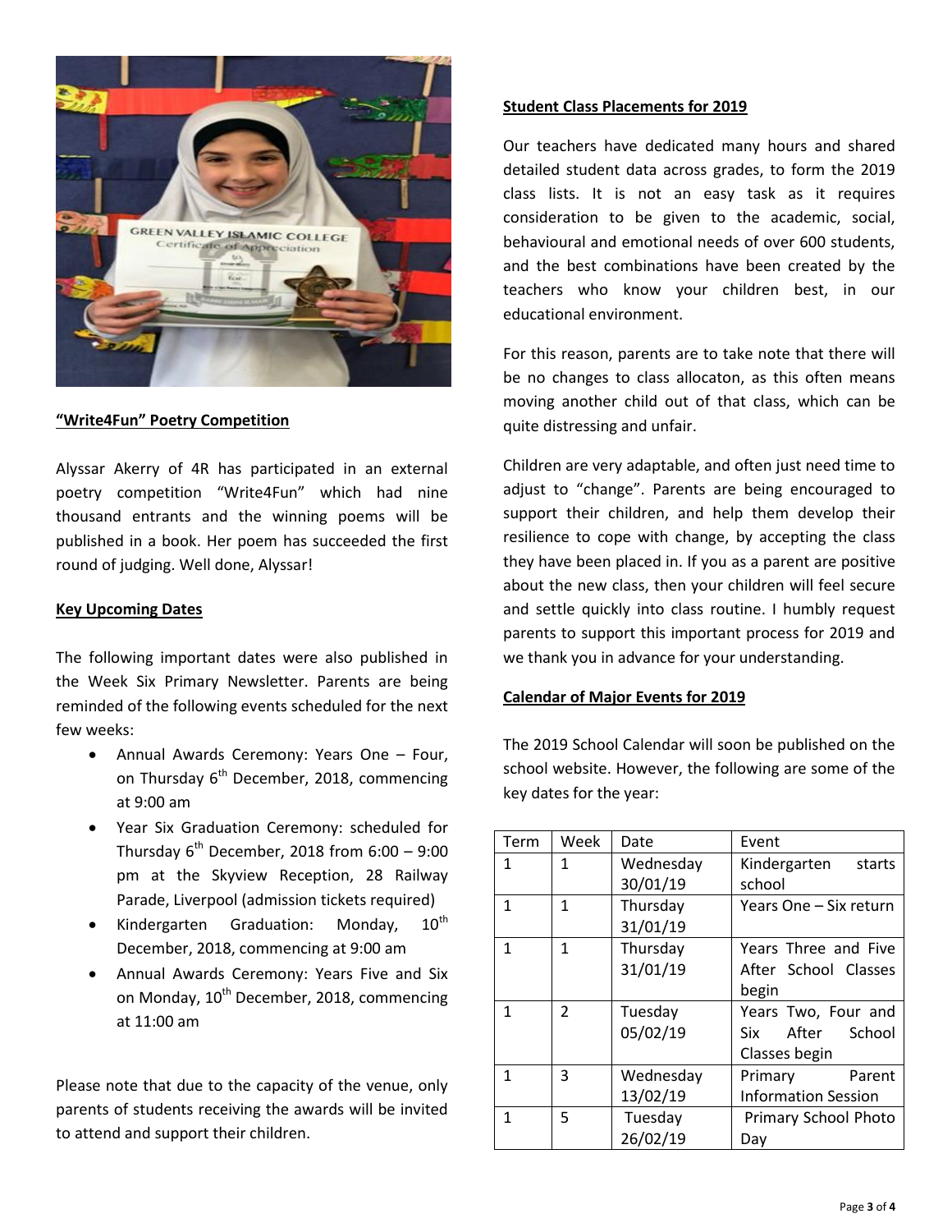**"Write4Fun" Poetry Competition**

Alyssar Akerry of 4R has participated in an external poetry competition "Write4Fun" which had nine thousand entrants and the winning poems will be published in a book. Her poem has succeeded the first round of judging. Well done, Alyssar!

**Key Upcoming Dates**

The following important dates were also published in the Week Six Primary Newsletter. Parents are being reminded of the following events scheduled for the next few weeks:

- Annual Awards Ceremony: Years One – Four, on Thursday 6th December, 2018, commencing at 9:00 am
- Year Six Graduation Ceremony: scheduled for Thursday 6th December, 2018 from 6:00 – 9:00 pm at the Skyview Reception, 28 Railway Parade, Liverpool (admission tickets required)
- Kindergarten Graduation: Monday, 10th December, 2018, commencing at 9:00 am
- Annual Awards Ceremony: Years Five and Six on Monday, 10th December, 2018, commencing at 11:00 am

Please note that due to the capacity of the venue, only parents of students receiving the awards will be invited to attend and support their children.

**Student Class Placements for 2019**

Our teachers have dedicated many hours and shared detailed student data across grades, to form the 2019 class lists. It is not an easy task as it requires consideration to be given to the academic, social, behavioural and emotional needs of over 600 students, and the best combinations have been created by the teachers who know your children best, in our educational environment.

For this reason, parents are to take note that there will be no changes to class allocaton, as this often means moving another child out of that class, which can be quite distressing and unfair.

Children are very adaptable, and often just need time to adjust to "change". Parents are being encouraged to support their children, and help them develop their resilience to cope with change, by accepting the class they have been placed in. If you as a parent are positive about the new class, then your children will feel secure and settle quickly into class routine. I humbly request parents to support this important process for 2019 and we thank you in advance for your understanding.

**Calendar of Major Events for 2019**

The 2019 School Calendar will soon be published on the school website. However, the following are some of the key dates for the year:

| Term | Week | Date | Event |
|---|---|---|---|
| 1 | 1 | Wednesday 30/01/19 | Kindergarten starts school |
| 1 | 1 | Thursday 31/01/19 | Years One – Six return |
| 1 | 1 | Thursday 31/01/19 | Years Three and Five After School Classes begin |
| 1 | 2 | Tuesday 05/02/19 | Years Two, Four and Six After School Classes begin |
| 1 | 3 | Wednesday 13/02/19 | Primary Parent Information Session |
| 1 | 5 | Tuesday 26/02/19 | Primary School Photo Day |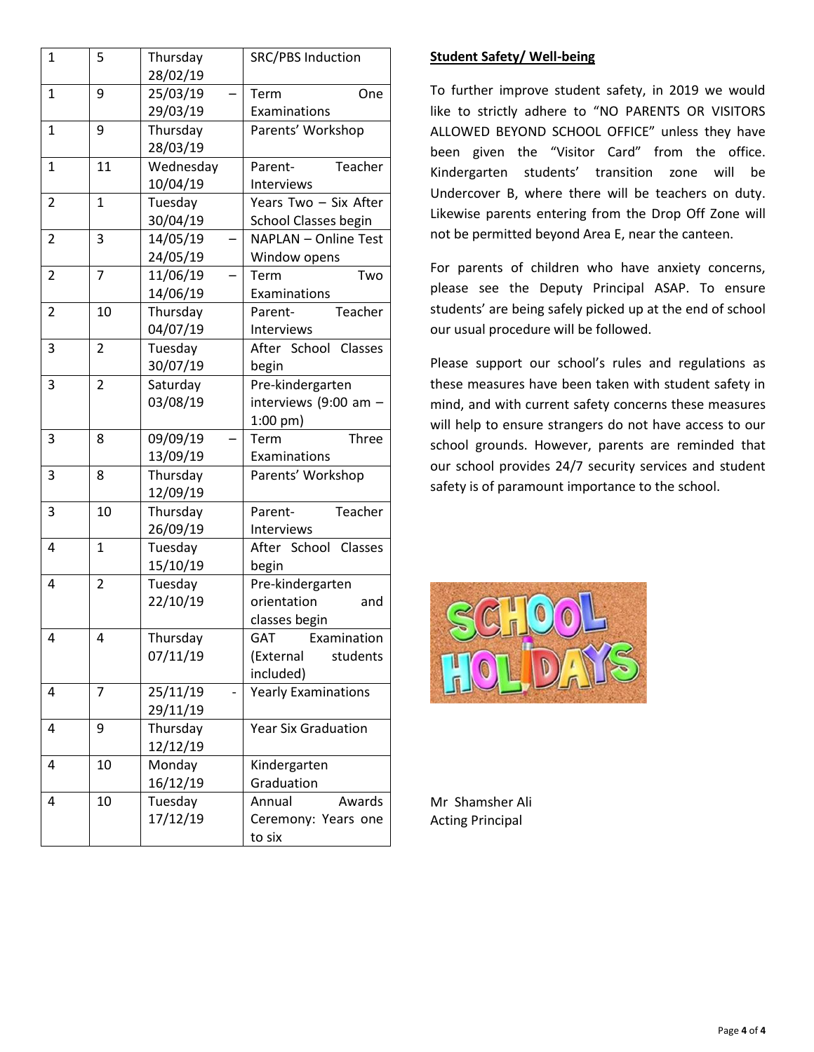| | | | |
|---|---|---|---|
| 1 | 5 | Thursday 28/02/19 | SRC/PBS Induction |
| 1 | 9 | 25/03/19 – 29/03/19 | Term One Examinations |
| 1 | 9 | Thursday 28/03/19 | Parents' Workshop |
| 1 | 11 | Wednesday 10/04/19 | Parent- Teacher Interviews |
| 2 | 1 | Tuesday 30/04/19 | Years Two – Six After School Classes begin |
| 2 | 3 | 14/05/19 – 24/05/19 | NAPLAN – Online Test Window opens |
| 2 | 7 | 11/06/19 – 14/06/19 | Term Two Examinations |
| 2 | 10 | Thursday 04/07/19 | Parent- Teacher Interviews |
| 3 | 2 | Tuesday 30/07/19 | After School Classes begin |
| 3 | 2 | Saturday 03/08/19 | Pre-kindergarten interviews (9:00 am – 1:00 pm) |
| 3 | 8 | 09/09/19 – 13/09/19 | Term Three Examinations |
| 3 | 8 | Thursday 12/09/19 | Parents' Workshop |
| 3 | 10 | Thursday 26/09/19 | Parent- Teacher Interviews |
| 4 | 1 | Tuesday 15/10/19 | After School Classes begin |
| 4 | 2 | Tuesday 22/10/19 | Pre-kindergarten orientation and classes begin |
| 4 | 4 | Thursday 07/11/19 | GAT Examination (External students included) |
| 4 | 7 | 25/11/19 - 29/11/19 | Yearly Examinations |
| 4 | 9 | Thursday 12/12/19 | Year Six Graduation |
| 4 | 10 | Monday 16/12/19 | Kindergarten Graduation |
| 4 | 10 | Tuesday 17/12/19 | Annual Awards Ceremony: Years one to six |

**Student Safety/ Well-being**

To further improve student safety, in 2019 we would like to strictly adhere to "NO PARENTS OR VISITORS ALLOWED BEYOND SCHOOL OFFICE" unless they have been given the "Visitor Card" from the office. Kindergarten students' transition zone will be Undercover B, where there will be teachers on duty. Likewise parents entering from the Drop Off Zone will not be permitted beyond Area E, near the canteen.

For parents of children who have anxiety concerns, please see the Deputy Principal ASAP. To ensure students' are being safely picked up at the end of school our usual procedure will be followed.

Please support our school's rules and regulations as these measures have been taken with student safety in mind, and with current safety concerns these measures will help to ensure strangers do not have access to our school grounds. However, parents are reminded that our school provides 24/7 security services and student safety is of paramount importance to the school.

SCHOOL HOLIDAYS

Mr Shamsher Ali
Acting Principal